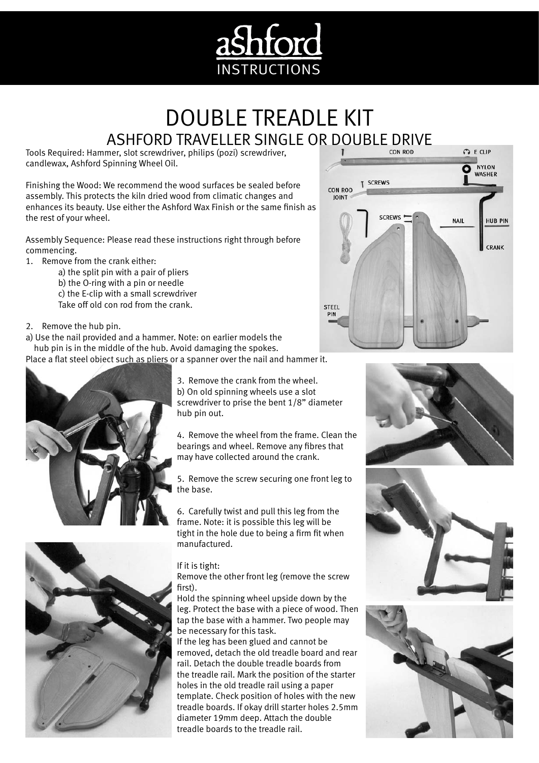# DOUBLE TREADLE KIT

## ASHFORD TRAVELLER SINGLE OR DOUBLE DRIVE

Tools Required: Hammer, slot screwdriver, philips (pozi) screwdriver, candlewax, Ashford Spinning Wheel Oil.

Finishing the Wood: We recommend the wood surfaces be sealed before assembly. This protects the kiln dried wood from climatic changes and enhances its beauty. Use either the Ashford Wax Finish or the same finish as the rest of your wheel.

Assembly Sequence: Please read these instructions right through before commencing.

1. Remove from the crank either:
   a) the split pin with a pair of pliers
   b) the O-ring with a pin or needle
   c) the E-clip with a small screwdriver
   Take off old con rod from the crank.

2. Remove the hub pin.

a) Use the nail provided and a hammer. Note: on earlier models the hub pin is in the middle of the hub. Avoid damaging the spokes. Place a flat steel object such as pliers or a spanner over the nail and hammer it.

3. Remove the crank from the wheel.
b) On old spinning wheels use a slot screwdriver to prise the bent 1/8" diameter hub pin out.

4. Remove the wheel from the frame. Clean the bearings and wheel. Remove any fibres that may have collected around the crank.

5. Remove the screw securing one front leg to the base.

6. Carefully twist and pull this leg from the frame. Note: it is possible this leg will be tight in the hole due to being a firm fit when manufactured.

If it is tight:
Remove the other front leg (remove the screw first).
Hold the spinning wheel upside down by the leg. Protect the base with a piece of wood. Then tap the base with a hammer. Two people may be necessary for this task.
If the leg has been glued and cannot be removed, detach the old treadle board and rear rail. Detach the double treadle boards from the treadle rail. Mark the position of the starter holes in the old treadle rail using a paper template. Check position of holes with the new treadle boards. If okay drill starter holes 2.5mm diameter 19mm deep. Attach the double treadle boards to the treadle rail.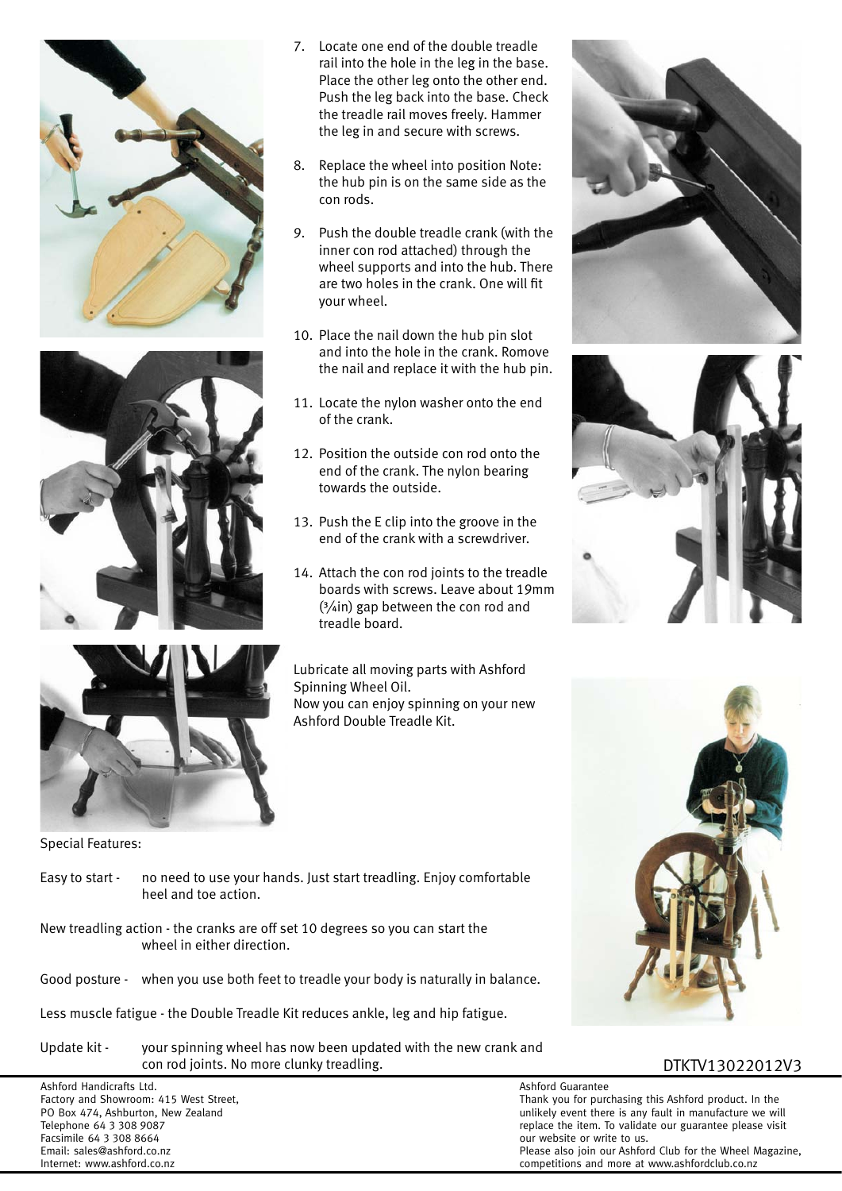7. Locate one end of the double treadle rail into the hole in the leg in the base. Place the other leg onto the other end. Push the leg back into the base. Check the treadle rail moves freely. Hammer the leg in and secure with screws.

8. Replace the wheel into position Note: the hub pin is on the same side as the con rods.

9. Push the double treadle crank (with the inner con rod attached) through the wheel supports and into the hub. There are two holes in the crank. One will fit your wheel.

10. Place the nail down the hub pin slot and into the hole in the crank. Romove the nail and replace it with the hub pin.

11. Locate the nylon washer onto the end of the crank.

12. Position the outside con rod onto the end of the crank. The nylon bearing towards the outside.

13. Push the E clip into the groove in the end of the crank with a screwdriver.

14. Attach the con rod joints to the treadle boards with screws. Leave about 19mm (¾in) gap between the con rod and treadle board.

Lubricate all moving parts with Ashford Spinning Wheel Oil.
Now you can enjoy spinning on your new Ashford Double Treadle Kit.

Special Features:

Easy to start - no need to use your hands. Just start treadling. Enjoy comfortable heel and toe action.

New treadling action - the cranks are off set 10 degrees so you can start the wheel in either direction.

Good posture - when you use both feet to treadle your body is naturally in balance.

Less muscle fatigue - the Double Treadle Kit reduces ankle, leg and hip fatigue.

Update kit - your spinning wheel has now been updated with the new crank and con rod joints. No more clunky treadling.

DTKTV13022012V3

Ashford Handicrafts Ltd.
Factory and Showroom: 415 West Street,
PO Box 474, Ashburton, New Zealand
Telephone 64 3 308 9087
Facsimile 64 3 308 8664
Email: sales@ashford.co.nz
Internet: www.ashford.co.nz

Ashford Guarantee
Thank you for purchasing this Ashford product. In the unlikely event there is any fault in manufacture we will replace the item. To validate our guarantee please visit our website or write to us.
Please also join our Ashford Club for the Wheel Magazine, competitions and more at www.ashfordclub.co.nz